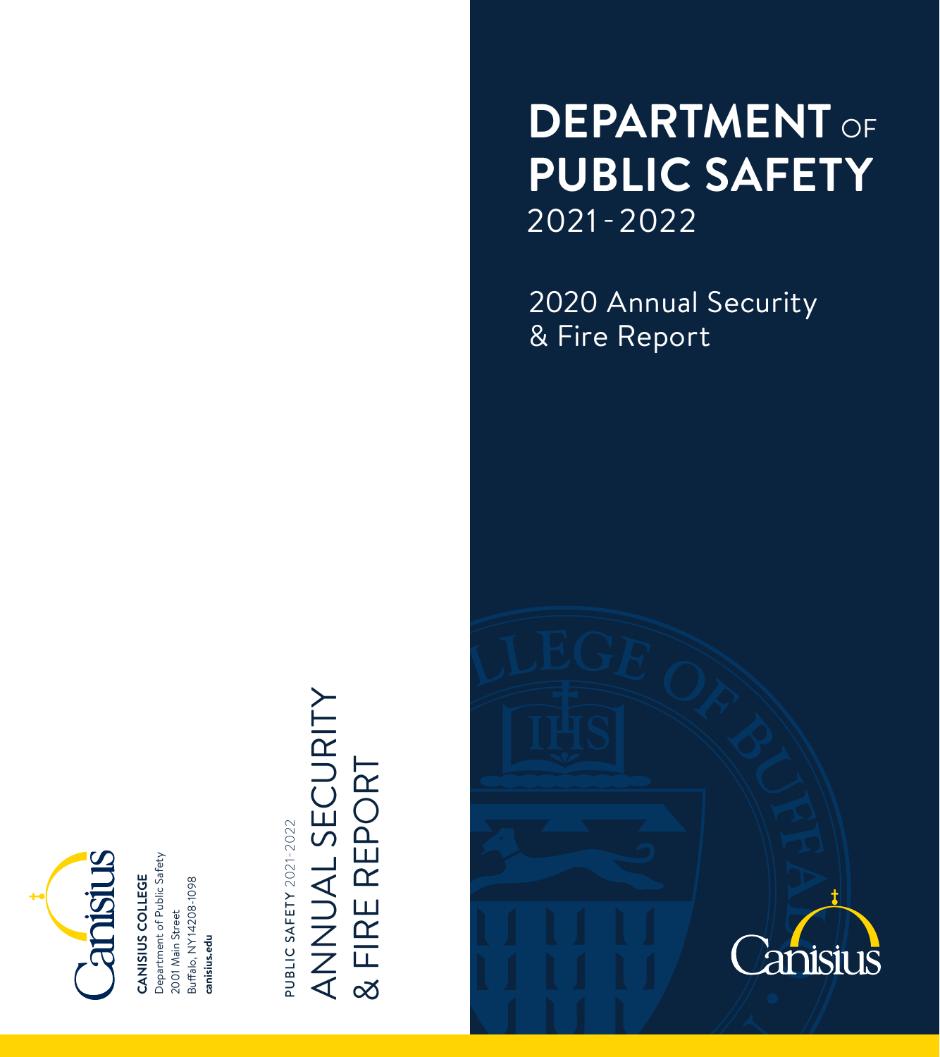# DEPARTMENT OF PUBLIC SAFETY

2021-2022

## 2020 Annual Security & Fire Report

PUBLIC SAFETY 2021-2022

ANNUAL SECURITY & FIRE REPORT

**CANISIUS COLLEGE**
Department of Public Safety
2001 Main Street
Buffalo, NY 14208-1098
**canisius.edu**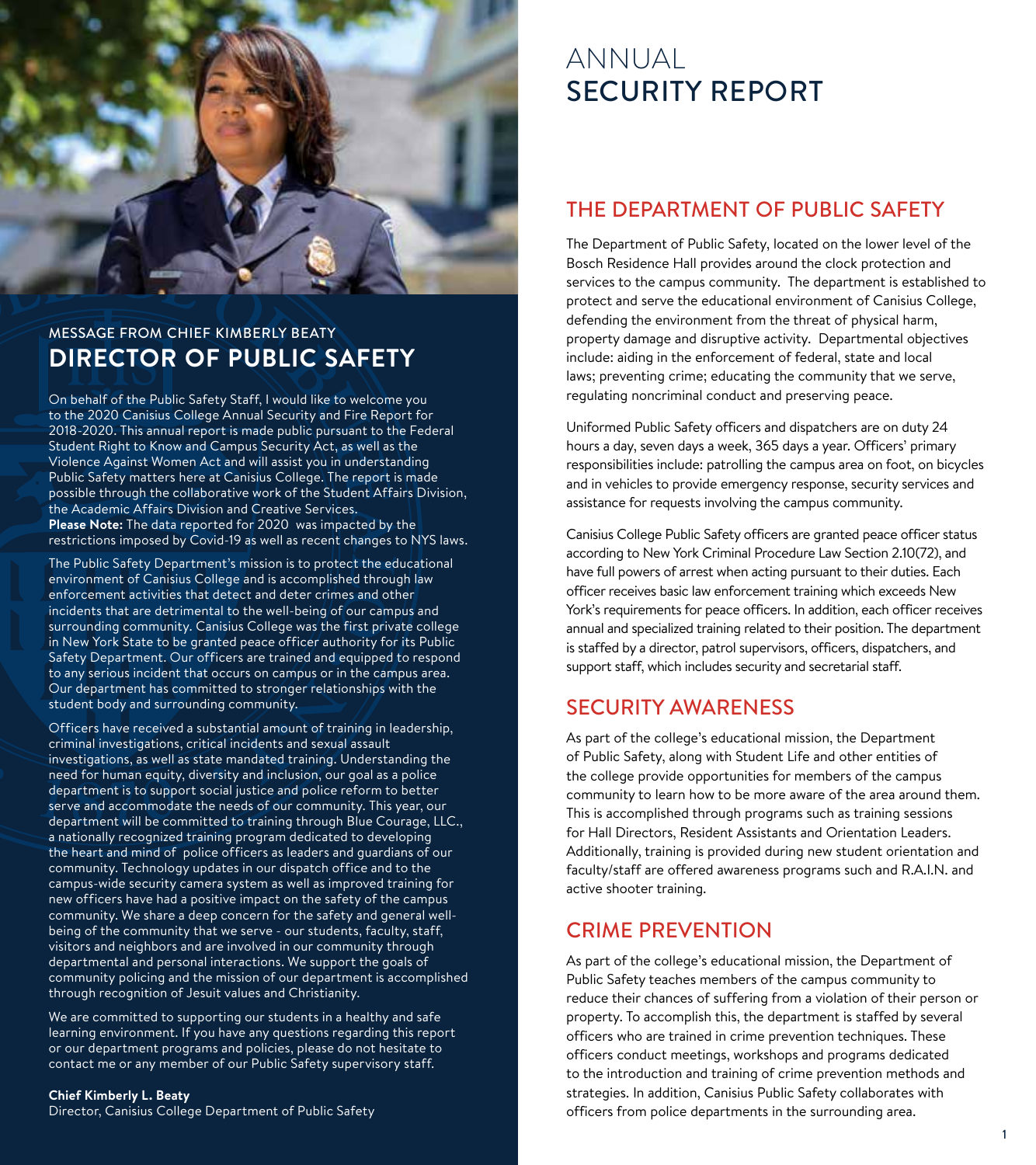## MESSAGE FROM CHIEF KIMBERLY BEATY

# DIRECTOR OF PUBLIC SAFETY

On behalf of the Public Safety Staff, I would like to welcome you to the 2020 Canisius College Annual Security and Fire Report for 2018-2020. This annual report is made public pursuant to the Federal Student Right to Know and Campus Security Act, as well as the Violence Against Women Act and will assist you in understanding Public Safety matters here at Canisius College. The report is made possible through the collaborative work of the Student Affairs Division, the Academic Affairs Division and Creative Services.

**Please Note:** The data reported for 2020 was impacted by the restrictions imposed by Covid-19 as well as recent changes to NYS laws.

The Public Safety Department's mission is to protect the educational environment of Canisius College and is accomplished through law enforcement activities that detect and deter crimes and other incidents that are detrimental to the well-being of our campus and surrounding community. Canisius College was the first private college in New York State to be granted peace officer authority for its Public Safety Department. Our officers are trained and equipped to respond to any serious incident that occurs on campus or in the campus area. Our department has committed to stronger relationships with the student body and surrounding community.

Officers have received a substantial amount of training in leadership, criminal investigations, critical incidents and sexual assault investigations, as well as state mandated training. Understanding the need for human equity, diversity and inclusion, our goal as a police department is to support social justice and police reform to better serve and accommodate the needs of our community. This year, our department will be committed to training through Blue Courage, LLC., a nationally recognized training program dedicated to developing the heart and mind of police officers as leaders and guardians of our community. Technology updates in our dispatch office and to the campus-wide security camera system as well as improved training for new officers have had a positive impact on the safety of the campus community. We share a deep concern for the safety and general well-being of the community that we serve - our students, faculty, staff, visitors and neighbors and are involved in our community through departmental and personal interactions. We support the goals of community policing and the mission of our department is accomplished through recognition of Jesuit values and Christianity.

We are committed to supporting our students in a healthy and safe learning environment. If you have any questions regarding this report or our department programs and policies, please do not hesitate to contact me or any member of our Public Safety supervisory staff.

**Chief Kimberly L. Beaty**
Director, Canisius College Department of Public Safety

# ANNUAL SECURITY REPORT

## THE DEPARTMENT OF PUBLIC SAFETY

The Department of Public Safety, located on the lower level of the Bosch Residence Hall provides around the clock protection and services to the campus community. The department is established to protect and serve the educational environment of Canisius College, defending the environment from the threat of physical harm, property damage and disruptive activity. Departmental objectives include: aiding in the enforcement of federal, state and local laws; preventing crime; educating the community that we serve, regulating noncriminal conduct and preserving peace.

Uniformed Public Safety officers and dispatchers are on duty 24 hours a day, seven days a week, 365 days a year. Officers' primary responsibilities include: patrolling the campus area on foot, on bicycles and in vehicles to provide emergency response, security services and assistance for requests involving the campus community.

Canisius College Public Safety officers are granted peace officer status according to New York Criminal Procedure Law Section 2.10(72), and have full powers of arrest when acting pursuant to their duties. Each officer receives basic law enforcement training which exceeds New York's requirements for peace officers. In addition, each officer receives annual and specialized training related to their position. The department is staffed by a director, patrol supervisors, officers, dispatchers, and support staff, which includes security and secretarial staff.

## SECURITY AWARENESS

As part of the college's educational mission, the Department of Public Safety, along with Student Life and other entities of the college provide opportunities for members of the campus community to learn how to be more aware of the area around them. This is accomplished through programs such as training sessions for Hall Directors, Resident Assistants and Orientation Leaders. Additionally, training is provided during new student orientation and faculty/staff are offered awareness programs such and R.A.I.N. and active shooter training.

## CRIME PREVENTION

As part of the college's educational mission, the Department of Public Safety teaches members of the campus community to reduce their chances of suffering from a violation of their person or property. To accomplish this, the department is staffed by several officers who are trained in crime prevention techniques. These officers conduct meetings, workshops and programs dedicated to the introduction and training of crime prevention methods and strategies. In addition, Canisius Public Safety collaborates with officers from police departments in the surrounding area.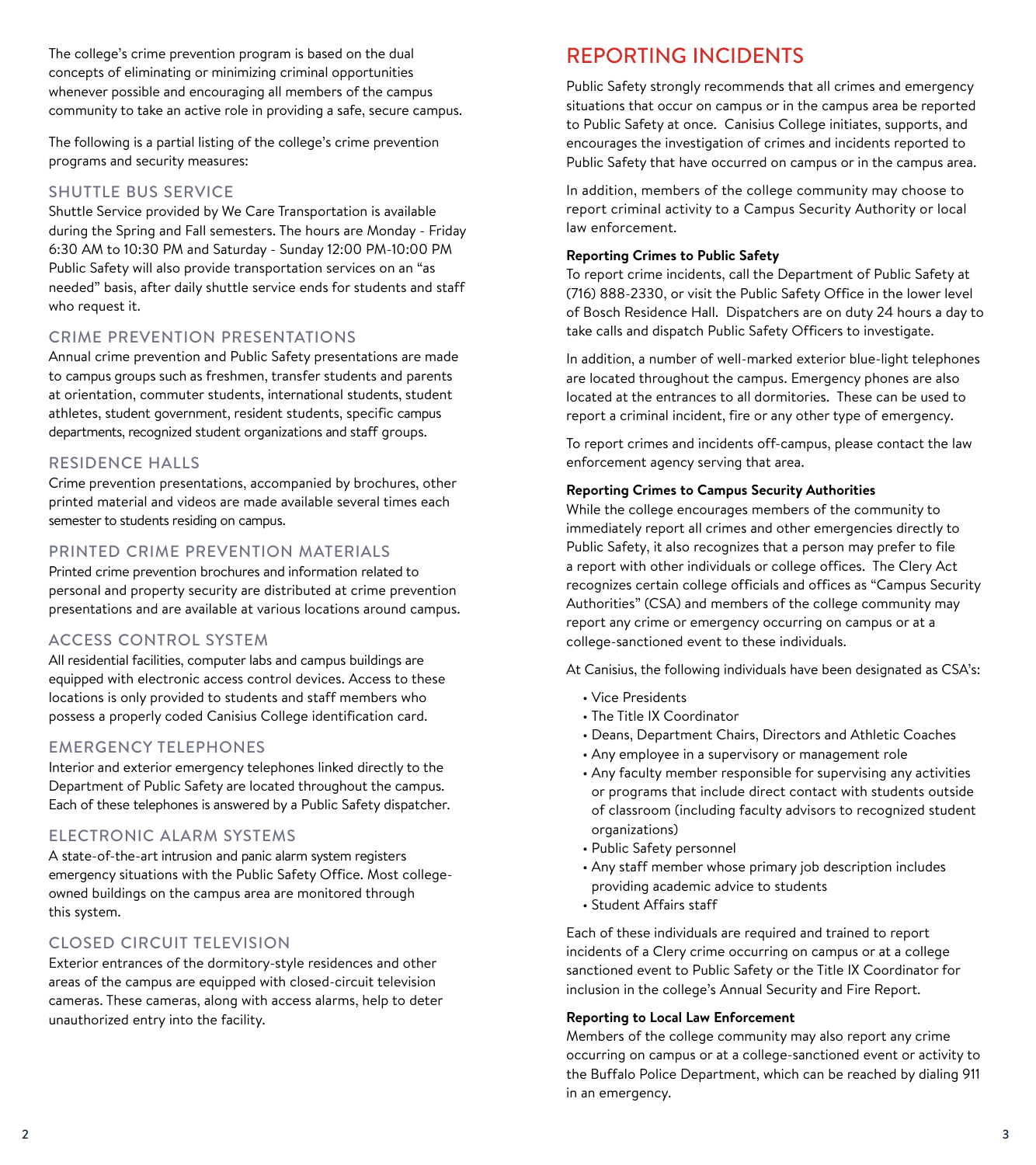The college's crime prevention program is based on the dual concepts of eliminating or minimizing criminal opportunities whenever possible and encouraging all members of the campus community to take an active role in providing a safe, secure campus.

The following is a partial listing of the college's crime prevention programs and security measures:

### SHUTTLE BUS SERVICE

Shuttle Service provided by We Care Transportation is available during the Spring and Fall semesters. The hours are Monday - Friday 6:30 AM to 10:30 PM and Saturday - Sunday 12:00 PM-10:00 PM Public Safety will also provide transportation services on an "as needed" basis, after daily shuttle service ends for students and staff who request it.

### CRIME PREVENTION PRESENTATIONS

Annual crime prevention and Public Safety presentations are made to campus groups such as freshmen, transfer students and parents at orientation, commuter students, international students, student athletes, student government, resident students, specific campus departments, recognized student organizations and staff groups.

### RESIDENCE HALLS

Crime prevention presentations, accompanied by brochures, other printed material and videos are made available several times each semester to students residing on campus.

### PRINTED CRIME PREVENTION MATERIALS

Printed crime prevention brochures and information related to personal and property security are distributed at crime prevention presentations and are available at various locations around campus.

### ACCESS CONTROL SYSTEM

All residential facilities, computer labs and campus buildings are equipped with electronic access control devices. Access to these locations is only provided to students and staff members who possess a properly coded Canisius College identification card.

### EMERGENCY TELEPHONES

Interior and exterior emergency telephones linked directly to the Department of Public Safety are located throughout the campus. Each of these telephones is answered by a Public Safety dispatcher.

### ELECTRONIC ALARM SYSTEMS

A state-of-the-art intrusion and panic alarm system registers emergency situations with the Public Safety Office. Most college-owned buildings on the campus area are monitored through this system.

### CLOSED CIRCUIT TELEVISION

Exterior entrances of the dormitory-style residences and other areas of the campus are equipped with closed-circuit television cameras. These cameras, along with access alarms, help to deter unauthorized entry into the facility.

## REPORTING INCIDENTS

Public Safety strongly recommends that all crimes and emergency situations that occur on campus or in the campus area be reported to Public Safety at once. Canisius College initiates, supports, and encourages the investigation of crimes and incidents reported to Public Safety that have occurred on campus or in the campus area.

In addition, members of the college community may choose to report criminal activity to a Campus Security Authority or local law enforcement.

**Reporting Crimes to Public Safety**

To report crime incidents, call the Department of Public Safety at (716) 888-2330, or visit the Public Safety Office in the lower level of Bosch Residence Hall. Dispatchers are on duty 24 hours a day to take calls and dispatch Public Safety Officers to investigate.

In addition, a number of well-marked exterior blue-light telephones are located throughout the campus. Emergency phones are also located at the entrances to all dormitories. These can be used to report a criminal incident, fire or any other type of emergency.

To report crimes and incidents off-campus, please contact the law enforcement agency serving that area.

**Reporting Crimes to Campus Security Authorities**

While the college encourages members of the community to immediately report all crimes and other emergencies directly to Public Safety, it also recognizes that a person may prefer to file a report with other individuals or college offices. The Clery Act recognizes certain college officials and offices as "Campus Security Authorities" (CSA) and members of the college community may report any crime or emergency occurring on campus or at a college-sanctioned event to these individuals.

At Canisius, the following individuals have been designated as CSA's:

- Vice Presidents
- The Title IX Coordinator
- Deans, Department Chairs, Directors and Athletic Coaches
- Any employee in a supervisory or management role
- Any faculty member responsible for supervising any activities or programs that include direct contact with students outside of classroom (including faculty advisors to recognized student organizations)
- Public Safety personnel
- Any staff member whose primary job description includes providing academic advice to students
- Student Affairs staff

Each of these individuals are required and trained to report incidents of a Clery crime occurring on campus or at a college sanctioned event to Public Safety or the Title IX Coordinator for inclusion in the college's Annual Security and Fire Report.

**Reporting to Local Law Enforcement**

Members of the college community may also report any crime occurring on campus or at a college-sanctioned event or activity to the Buffalo Police Department, which can be reached by dialing 911 in an emergency.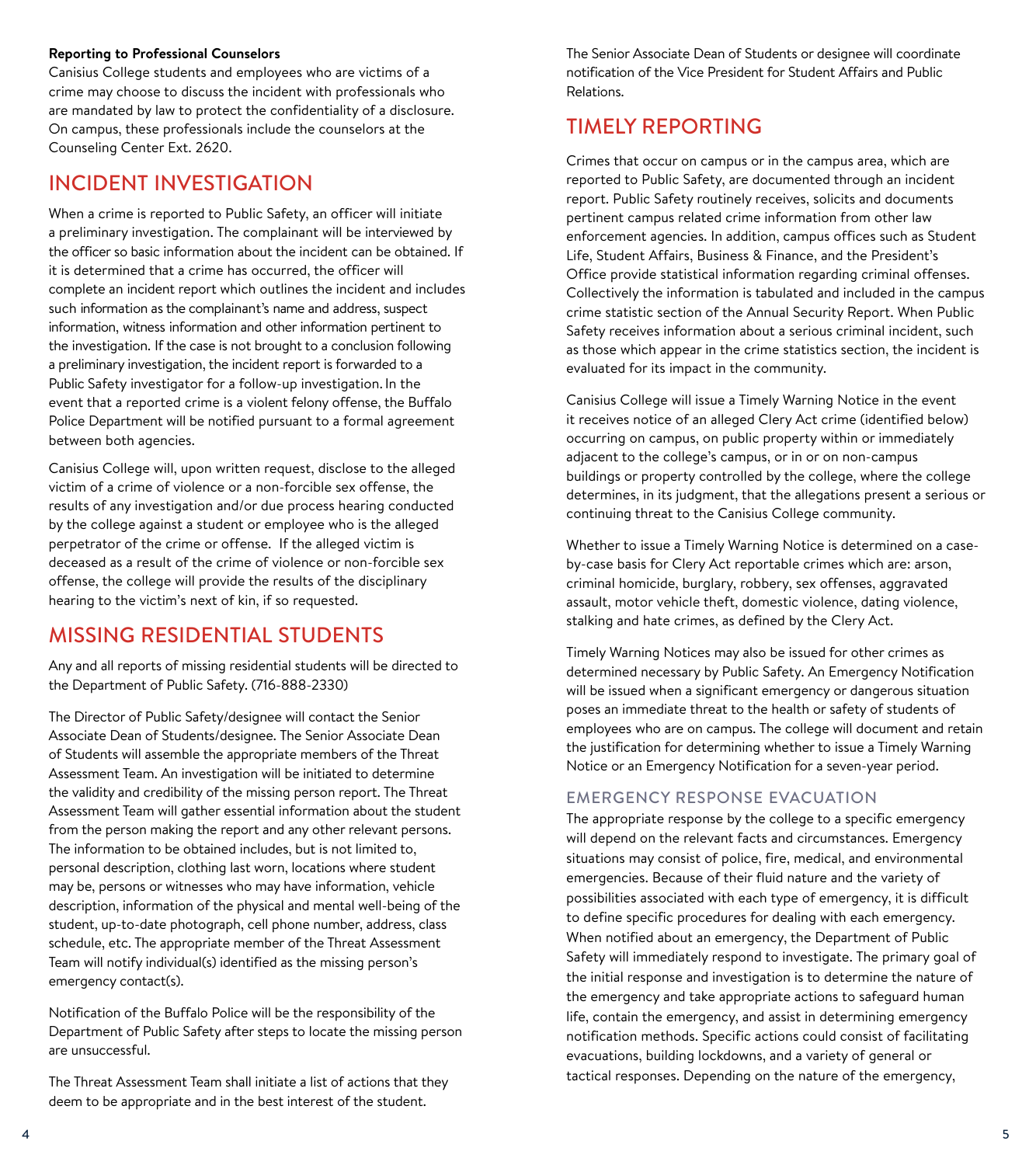**Reporting to Professional Counselors**

Canisius College students and employees who are victims of a crime may choose to discuss the incident with professionals who are mandated by law to protect the confidentiality of a disclosure. On campus, these professionals include the counselors at the Counseling Center Ext. 2620.

## INCIDENT INVESTIGATION

When a crime is reported to Public Safety, an officer will initiate a preliminary investigation. The complainant will be interviewed by the officer so basic information about the incident can be obtained. If it is determined that a crime has occurred, the officer will complete an incident report which outlines the incident and includes such information as the complainant's name and address, suspect information, witness information and other information pertinent to the investigation. If the case is not brought to a conclusion following a preliminary investigation, the incident report is forwarded to a Public Safety investigator for a follow-up investigation. In the event that a reported crime is a violent felony offense, the Buffalo Police Department will be notified pursuant to a formal agreement between both agencies.

Canisius College will, upon written request, disclose to the alleged victim of a crime of violence or a non-forcible sex offense, the results of any investigation and/or due process hearing conducted by the college against a student or employee who is the alleged perpetrator of the crime or offense. If the alleged victim is deceased as a result of the crime of violence or non-forcible sex offense, the college will provide the results of the disciplinary hearing to the victim's next of kin, if so requested.

## MISSING RESIDENTIAL STUDENTS

Any and all reports of missing residential students will be directed to the Department of Public Safety. (716-888-2330)

The Director of Public Safety/designee will contact the Senior Associate Dean of Students/designee. The Senior Associate Dean of Students will assemble the appropriate members of the Threat Assessment Team. An investigation will be initiated to determine the validity and credibility of the missing person report. The Threat Assessment Team will gather essential information about the student from the person making the report and any other relevant persons. The information to be obtained includes, but is not limited to, personal description, clothing last worn, locations where student may be, persons or witnesses who may have information, vehicle description, information of the physical and mental well-being of the student, up-to-date photograph, cell phone number, address, class schedule, etc. The appropriate member of the Threat Assessment Team will notify individual(s) identified as the missing person's emergency contact(s).

Notification of the Buffalo Police will be the responsibility of the Department of Public Safety after steps to locate the missing person are unsuccessful.

The Threat Assessment Team shall initiate a list of actions that they deem to be appropriate and in the best interest of the student.

The Senior Associate Dean of Students or designee will coordinate notification of the Vice President for Student Affairs and Public Relations.

## TIMELY REPORTING

Crimes that occur on campus or in the campus area, which are reported to Public Safety, are documented through an incident report. Public Safety routinely receives, solicits and documents pertinent campus related crime information from other law enforcement agencies. In addition, campus offices such as Student Life, Student Affairs, Business & Finance, and the President's Office provide statistical information regarding criminal offenses. Collectively the information is tabulated and included in the campus crime statistic section of the Annual Security Report. When Public Safety receives information about a serious criminal incident, such as those which appear in the crime statistics section, the incident is evaluated for its impact in the community.

Canisius College will issue a Timely Warning Notice in the event it receives notice of an alleged Clery Act crime (identified below) occurring on campus, on public property within or immediately adjacent to the college's campus, or in or on non-campus buildings or property controlled by the college, where the college determines, in its judgment, that the allegations present a serious or continuing threat to the Canisius College community.

Whether to issue a Timely Warning Notice is determined on a case-by-case basis for Clery Act reportable crimes which are: arson, criminal homicide, burglary, robbery, sex offenses, aggravated assault, motor vehicle theft, domestic violence, dating violence, stalking and hate crimes, as defined by the Clery Act.

Timely Warning Notices may also be issued for other crimes as determined necessary by Public Safety. An Emergency Notification will be issued when a significant emergency or dangerous situation poses an immediate threat to the health or safety of students of employees who are on campus. The college will document and retain the justification for determining whether to issue a Timely Warning Notice or an Emergency Notification for a seven-year period.

### EMERGENCY RESPONSE EVACUATION

The appropriate response by the college to a specific emergency will depend on the relevant facts and circumstances. Emergency situations may consist of police, fire, medical, and environmental emergencies. Because of their fluid nature and the variety of possibilities associated with each type of emergency, it is difficult to define specific procedures for dealing with each emergency. When notified about an emergency, the Department of Public Safety will immediately respond to investigate. The primary goal of the initial response and investigation is to determine the nature of the emergency and take appropriate actions to safeguard human life, contain the emergency, and assist in determining emergency notification methods. Specific actions could consist of facilitating evacuations, building lockdowns, and a variety of general or tactical responses. Depending on the nature of the emergency,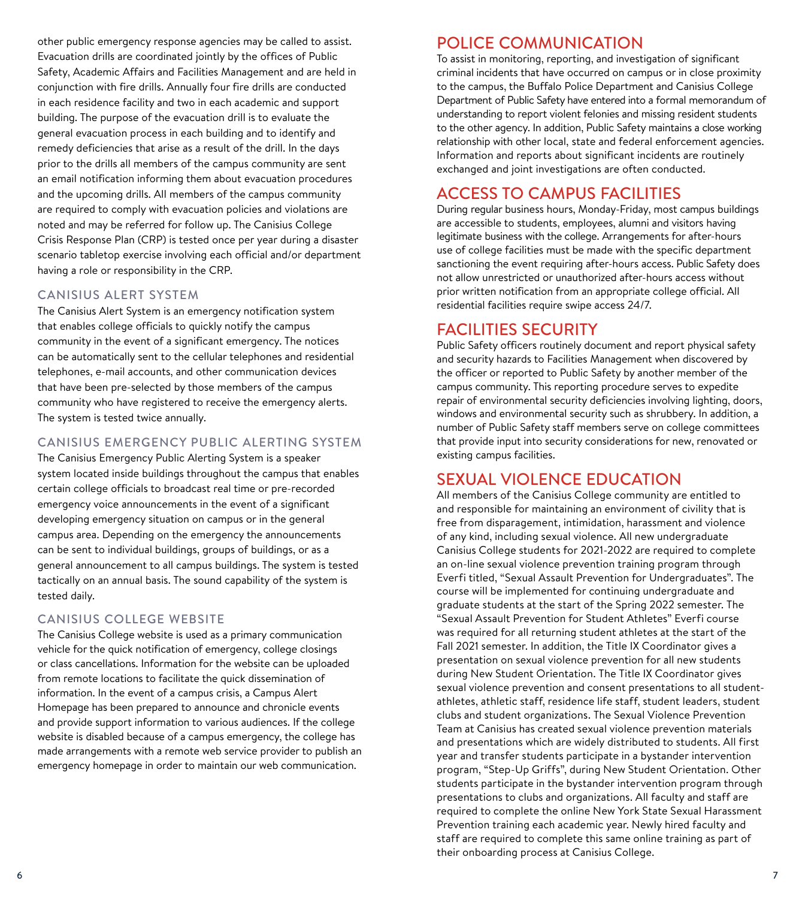other public emergency response agencies may be called to assist. Evacuation drills are coordinated jointly by the offices of Public Safety, Academic Affairs and Facilities Management and are held in conjunction with fire drills. Annually four fire drills are conducted in each residence facility and two in each academic and support building. The purpose of the evacuation drill is to evaluate the general evacuation process in each building and to identify and remedy deficiencies that arise as a result of the drill. In the days prior to the drills all members of the campus community are sent an email notification informing them about evacuation procedures and the upcoming drills. All members of the campus community are required to comply with evacuation policies and violations are noted and may be referred for follow up. The Canisius College Crisis Response Plan (CRP) is tested once per year during a disaster scenario tabletop exercise involving each official and/or department having a role or responsibility in the CRP.

### CANISIUS ALERT SYSTEM

The Canisius Alert System is an emergency notification system that enables college officials to quickly notify the campus community in the event of a significant emergency. The notices can be automatically sent to the cellular telephones and residential telephones, e-mail accounts, and other communication devices that have been pre-selected by those members of the campus community who have registered to receive the emergency alerts. The system is tested twice annually.

### CANISIUS EMERGENCY PUBLIC ALERTING SYSTEM

The Canisius Emergency Public Alerting System is a speaker system located inside buildings throughout the campus that enables certain college officials to broadcast real time or pre-recorded emergency voice announcements in the event of a significant developing emergency situation on campus or in the general campus area. Depending on the emergency the announcements can be sent to individual buildings, groups of buildings, or as a general announcement to all campus buildings. The system is tested tactically on an annual basis. The sound capability of the system is tested daily.

### CANISIUS COLLEGE WEBSITE

The Canisius College website is used as a primary communication vehicle for the quick notification of emergency, college closings or class cancellations. Information for the website can be uploaded from remote locations to facilitate the quick dissemination of information. In the event of a campus crisis, a Campus Alert Homepage has been prepared to announce and chronicle events and provide support information to various audiences. If the college website is disabled because of a campus emergency, the college has made arrangements with a remote web service provider to publish an emergency homepage in order to maintain our web communication.

## POLICE COMMUNICATION

To assist in monitoring, reporting, and investigation of significant criminal incidents that have occurred on campus or in close proximity to the campus, the Buffalo Police Department and Canisius College Department of Public Safety have entered into a formal memorandum of understanding to report violent felonies and missing resident students to the other agency. In addition, Public Safety maintains a close working relationship with other local, state and federal enforcement agencies. Information and reports about significant incidents are routinely exchanged and joint investigations are often conducted.

## ACCESS TO CAMPUS FACILITIES

During regular business hours, Monday-Friday, most campus buildings are accessible to students, employees, alumni and visitors having legitimate business with the college. Arrangements for after-hours use of college facilities must be made with the specific department sanctioning the event requiring after-hours access. Public Safety does not allow unrestricted or unauthorized after-hours access without prior written notification from an appropriate college official. All residential facilities require swipe access 24/7.

## FACILITIES SECURITY

Public Safety officers routinely document and report physical safety and security hazards to Facilities Management when discovered by the officer or reported to Public Safety by another member of the campus community. This reporting procedure serves to expedite repair of environmental security deficiencies involving lighting, doors, windows and environmental security such as shrubbery. In addition, a number of Public Safety staff members serve on college committees that provide input into security considerations for new, renovated or existing campus facilities.

## SEXUAL VIOLENCE EDUCATION

All members of the Canisius College community are entitled to and responsible for maintaining an environment of civility that is free from disparagement, intimidation, harassment and violence of any kind, including sexual violence. All new undergraduate Canisius College students for 2021-2022 are required to complete an on-line sexual violence prevention training program through Everfi titled, "Sexual Assault Prevention for Undergraduates". The course will be implemented for continuing undergraduate and graduate students at the start of the Spring 2022 semester. The "Sexual Assault Prevention for Student Athletes" Everfi course was required for all returning student athletes at the start of the Fall 2021 semester. In addition, the Title IX Coordinator gives a presentation on sexual violence prevention for all new students during New Student Orientation. The Title IX Coordinator gives sexual violence prevention and consent presentations to all student-athletes, athletic staff, residence life staff, student leaders, student clubs and student organizations. The Sexual Violence Prevention Team at Canisius has created sexual violence prevention materials and presentations which are widely distributed to students. All first year and transfer students participate in a bystander intervention program, "Step-Up Griffs", during New Student Orientation. Other students participate in the bystander intervention program through presentations to clubs and organizations. All faculty and staff are required to complete the online New York State Sexual Harassment Prevention training each academic year. Newly hired faculty and staff are required to complete this same online training as part of their onboarding process at Canisius College.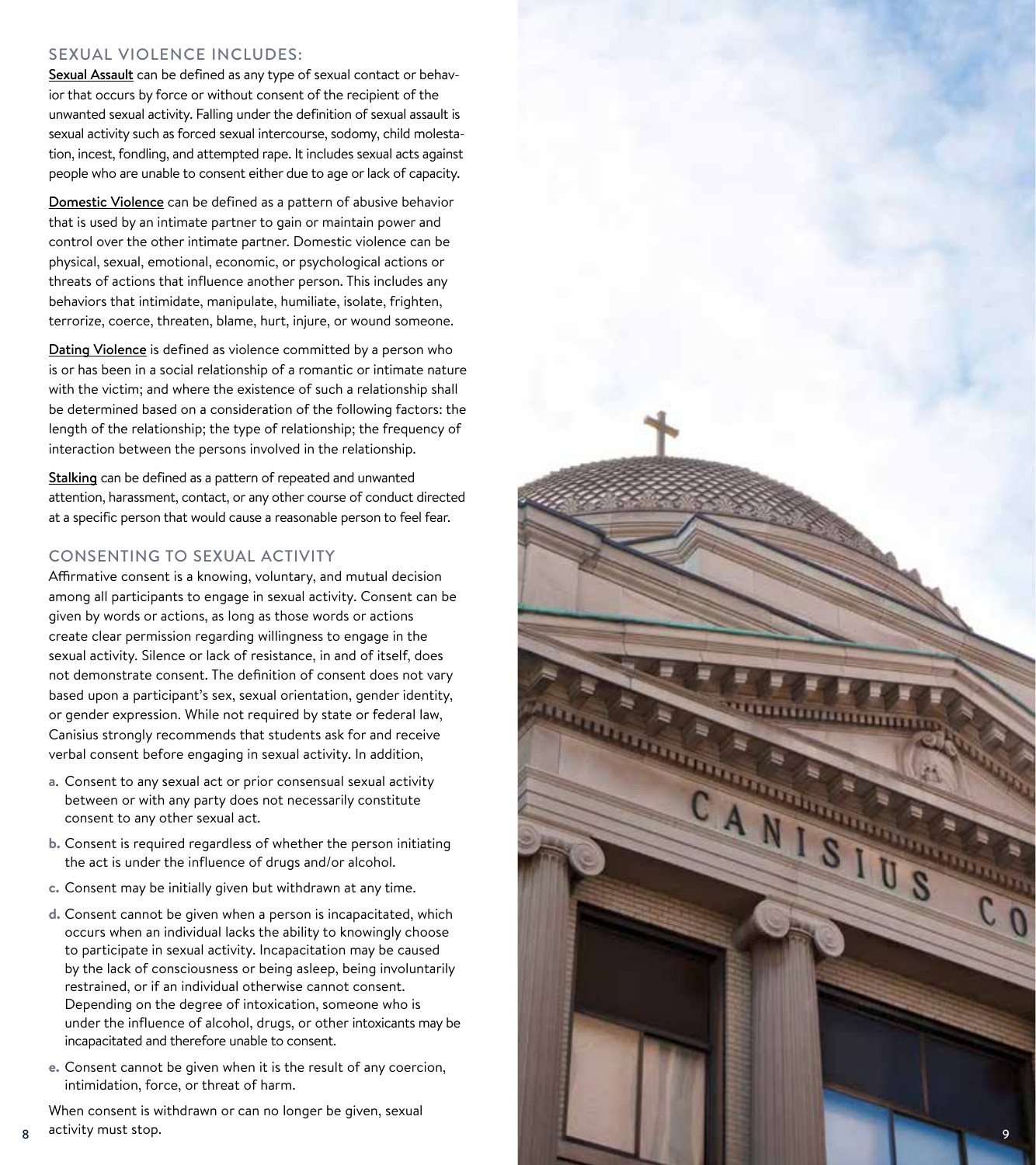## SEXUAL VIOLENCE INCLUDES:

**Sexual Assault** can be defined as any type of sexual contact or behavior that occurs by force or without consent of the recipient of the unwanted sexual activity. Falling under the definition of sexual assault is sexual activity such as forced sexual intercourse, sodomy, child molestation, incest, fondling, and attempted rape. It includes sexual acts against people who are unable to consent either due to age or lack of capacity.

**Domestic Violence** can be defined as a pattern of abusive behavior that is used by an intimate partner to gain or maintain power and control over the other intimate partner. Domestic violence can be physical, sexual, emotional, economic, or psychological actions or threats of actions that influence another person. This includes any behaviors that intimidate, manipulate, humiliate, isolate, frighten, terrorize, coerce, threaten, blame, hurt, injure, or wound someone.

**Dating Violence** is defined as violence committed by a person who is or has been in a social relationship of a romantic or intimate nature with the victim; and where the existence of such a relationship shall be determined based on a consideration of the following factors: the length of the relationship; the type of relationship; the frequency of interaction between the persons involved in the relationship.

**Stalking** can be defined as a pattern of repeated and unwanted attention, harassment, contact, or any other course of conduct directed at a specific person that would cause a reasonable person to feel fear.

## CONSENTING TO SEXUAL ACTIVITY

Affirmative consent is a knowing, voluntary, and mutual decision among all participants to engage in sexual activity. Consent can be given by words or actions, as long as those words or actions create clear permission regarding willingness to engage in the sexual activity. Silence or lack of resistance, in and of itself, does not demonstrate consent. The definition of consent does not vary based upon a participant's sex, sexual orientation, gender identity, or gender expression. While not required by state or federal law, Canisius strongly recommends that students ask for and receive verbal consent before engaging in sexual activity. In addition,

a. Consent to any sexual act or prior consensual sexual activity between or with any party does not necessarily constitute consent to any other sexual act.
b. Consent is required regardless of whether the person initiating the act is under the influence of drugs and/or alcohol.
c. Consent may be initially given but withdrawn at any time.
d. Consent cannot be given when a person is incapacitated, which occurs when an individual lacks the ability to knowingly choose to participate in sexual activity. Incapacitation may be caused by the lack of consciousness or being asleep, being involuntarily restrained, or if an individual otherwise cannot consent. Depending on the degree of intoxication, someone who is under the influence of alcohol, drugs, or other intoxicants may be incapacitated and therefore unable to consent.
e. Consent cannot be given when it is the result of any coercion, intimidation, force, or threat of harm.

When consent is withdrawn or can no longer be given, sexual activity must stop.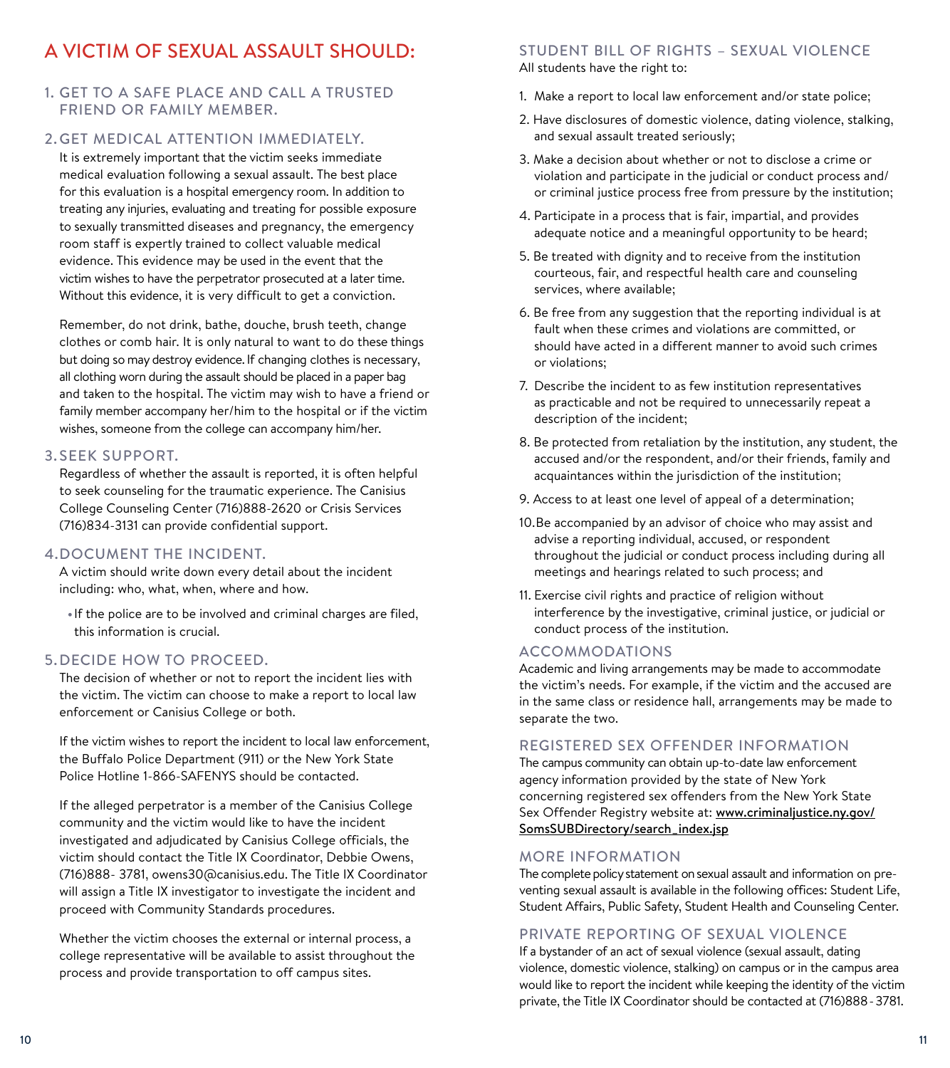# A VICTIM OF SEXUAL ASSAULT SHOULD:

## 1. GET TO A SAFE PLACE AND CALL A TRUSTED FRIEND OR FAMILY MEMBER.

## 2. GET MEDICAL ATTENTION IMMEDIATELY.

It is extremely important that the victim seeks immediate medical evaluation following a sexual assault. The best place for this evaluation is a hospital emergency room. In addition to treating any injuries, evaluating and treating for possible exposure to sexually transmitted diseases and pregnancy, the emergency room staff is expertly trained to collect valuable medical evidence. This evidence may be used in the event that the victim wishes to have the perpetrator prosecuted at a later time. Without this evidence, it is very difficult to get a conviction.

Remember, do not drink, bathe, douche, brush teeth, change clothes or comb hair. It is only natural to want to do these things but doing so may destroy evidence. If changing clothes is necessary, all clothing worn during the assault should be placed in a paper bag and taken to the hospital. The victim may wish to have a friend or family member accompany her/him to the hospital or if the victim wishes, someone from the college can accompany him/her.

## 3. SEEK SUPPORT.

Regardless of whether the assault is reported, it is often helpful to seek counseling for the traumatic experience. The Canisius College Counseling Center (716)888-2620 or Crisis Services (716)834-3131 can provide confidential support.

## 4. DOCUMENT THE INCIDENT.

A victim should write down every detail about the incident including: who, what, when, where and how.

- If the police are to be involved and criminal charges are filed, this information is crucial.

## 5. DECIDE HOW TO PROCEED.

The decision of whether or not to report the incident lies with the victim. The victim can choose to make a report to local law enforcement or Canisius College or both.

If the victim wishes to report the incident to local law enforcement, the Buffalo Police Department (911) or the New York State Police Hotline 1-866-SAFENYS should be contacted.

If the alleged perpetrator is a member of the Canisius College community and the victim would like to have the incident investigated and adjudicated by Canisius College officials, the victim should contact the Title IX Coordinator, Debbie Owens, (716)888- 3781, owens30@canisius.edu. The Title IX Coordinator will assign a Title IX investigator to investigate the incident and proceed with Community Standards procedures.

Whether the victim chooses the external or internal process, a college representative will be available to assist throughout the process and provide transportation to off campus sites.

## STUDENT BILL OF RIGHTS – SEXUAL VIOLENCE

All students have the right to:

1. Make a report to local law enforcement and/or state police;
2. Have disclosures of domestic violence, dating violence, stalking, and sexual assault treated seriously;
3. Make a decision about whether or not to disclose a crime or violation and participate in the judicial or conduct process and/or criminal justice process free from pressure by the institution;
4. Participate in a process that is fair, impartial, and provides adequate notice and a meaningful opportunity to be heard;
5. Be treated with dignity and to receive from the institution courteous, fair, and respectful health care and counseling services, where available;
6. Be free from any suggestion that the reporting individual is at fault when these crimes and violations are committed, or should have acted in a different manner to avoid such crimes or violations;
7. Describe the incident to as few institution representatives as practicable and not be required to unnecessarily repeat a description of the incident;
8. Be protected from retaliation by the institution, any student, the accused and/or the respondent, and/or their friends, family and acquaintances within the jurisdiction of the institution;
9. Access to at least one level of appeal of a determination;
10. Be accompanied by an advisor of choice who may assist and advise a reporting individual, accused, or respondent throughout the judicial or conduct process including during all meetings and hearings related to such process; and
11. Exercise civil rights and practice of religion without interference by the investigative, criminal justice, or judicial or conduct process of the institution.

## ACCOMMODATIONS

Academic and living arrangements may be made to accommodate the victim's needs. For example, if the victim and the accused are in the same class or residence hall, arrangements may be made to separate the two.

## REGISTERED SEX OFFENDER INFORMATION

The campus community can obtain up-to-date law enforcement agency information provided by the state of New York concerning registered sex offenders from the New York State Sex Offender Registry website at: www.criminaljustice.ny.gov/SomsSUBDirectory/search_index.jsp

## MORE INFORMATION

The complete policy statement on sexual assault and information on preventing sexual assault is available in the following offices: Student Life, Student Affairs, Public Safety, Student Health and Counseling Center.

## PRIVATE REPORTING OF SEXUAL VIOLENCE

If a bystander of an act of sexual violence (sexual assault, dating violence, domestic violence, stalking) on campus or in the campus area would like to report the incident while keeping the identity of the victim private, the Title IX Coordinator should be contacted at (716)888 - 3781.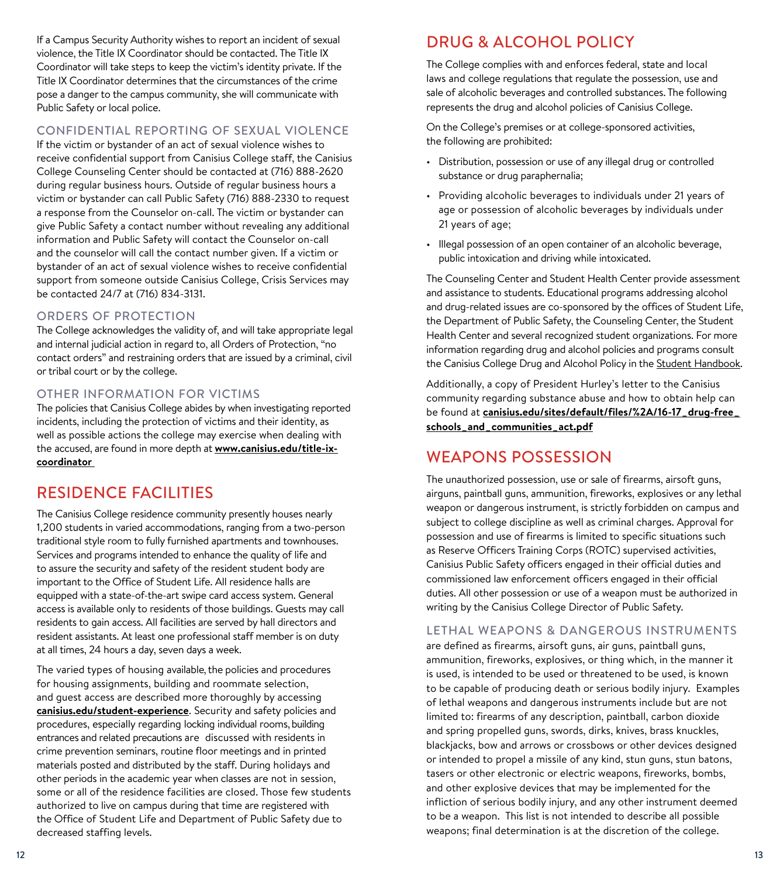If a Campus Security Authority wishes to report an incident of sexual violence, the Title IX Coordinator should be contacted. The Title IX Coordinator will take steps to keep the victim's identity private. If the Title IX Coordinator determines that the circumstances of the crime pose a danger to the campus community, she will communicate with Public Safety or local police.

### CONFIDENTIAL REPORTING OF SEXUAL VIOLENCE

If the victim or bystander of an act of sexual violence wishes to receive confidential support from Canisius College staff, the Canisius College Counseling Center should be contacted at (716) 888-2620 during regular business hours. Outside of regular business hours a victim or bystander can call Public Safety (716) 888-2330 to request a response from the Counselor on-call. The victim or bystander can give Public Safety a contact number without revealing any additional information and Public Safety will contact the Counselor on-call and the counselor will call the contact number given. If a victim or bystander of an act of sexual violence wishes to receive confidential support from someone outside Canisius College, Crisis Services may be contacted 24/7 at (716) 834-3131.

### ORDERS OF PROTECTION

The College acknowledges the validity of, and will take appropriate legal and internal judicial action in regard to, all Orders of Protection, "no contact orders" and restraining orders that are issued by a criminal, civil or tribal court or by the college.

### OTHER INFORMATION FOR VICTIMS

The policies that Canisius College abides by when investigating reported incidents, including the protection of victims and their identity, as well as possible actions the college may exercise when dealing with the accused, are found in more depth at **www.canisius.edu/title-ix-coordinator**

## RESIDENCE FACILITIES

The Canisius College residence community presently houses nearly 1,200 students in varied accommodations, ranging from a two-person traditional style room to fully furnished apartments and townhouses. Services and programs intended to enhance the quality of life and to assure the security and safety of the resident student body are important to the Office of Student Life. All residence halls are equipped with a state-of-the-art swipe card access system. General access is available only to residents of those buildings. Guests may call residents to gain access. All facilities are served by hall directors and resident assistants. At least one professional staff member is on duty at all times, 24 hours a day, seven days a week.

The varied types of housing available, the policies and procedures for housing assignments, building and roommate selection, and guest access are described more thoroughly by accessing **canisius.edu/student-experience**. Security and safety policies and procedures, especially regarding locking individual rooms, building entrances and related precautions are discussed with residents in crime prevention seminars, routine floor meetings and in printed materials posted and distributed by the staff. During holidays and other periods in the academic year when classes are not in session, some or all of the residence facilities are closed. Those few students authorized to live on campus during that time are registered with the Office of Student Life and Department of Public Safety due to decreased staffing levels.

## DRUG & ALCOHOL POLICY

The College complies with and enforces federal, state and local laws and college regulations that regulate the possession, use and sale of alcoholic beverages and controlled substances. The following represents the drug and alcohol policies of Canisius College.

On the College's premises or at college-sponsored activities, the following are prohibited:

- Distribution, possession or use of any illegal drug or controlled substance or drug paraphernalia;
- Providing alcoholic beverages to individuals under 21 years of age or possession of alcoholic beverages by individuals under 21 years of age;
- Illegal possession of an open container of an alcoholic beverage, public intoxication and driving while intoxicated.

The Counseling Center and Student Health Center provide assessment and assistance to students. Educational programs addressing alcohol and drug-related issues are co-sponsored by the offices of Student Life, the Department of Public Safety, the Counseling Center, the Student Health Center and several recognized student organizations. For more information regarding drug and alcohol policies and programs consult the Canisius College Drug and Alcohol Policy in the Student Handbook.

Additionally, a copy of President Hurley's letter to the Canisius community regarding substance abuse and how to obtain help can be found at **canisius.edu/sites/default/files/%2A/16-17_drug-free_schools_and_communities_act.pdf**

## WEAPONS POSSESSION

The unauthorized possession, use or sale of firearms, airsoft guns, airguns, paintball guns, ammunition, fireworks, explosives or any lethal weapon or dangerous instrument, is strictly forbidden on campus and subject to college discipline as well as criminal charges. Approval for possession and use of firearms is limited to specific situations such as Reserve Officers Training Corps (ROTC) supervised activities, Canisius Public Safety officers engaged in their official duties and commissioned law enforcement officers engaged in their official duties. All other possession or use of a weapon must be authorized in writing by the Canisius College Director of Public Safety.

### LETHAL WEAPONS & DANGEROUS INSTRUMENTS

are defined as firearms, airsoft guns, air guns, paintball guns, ammunition, fireworks, explosives, or thing which, in the manner it is used, is intended to be used or threatened to be used, is known to be capable of producing death or serious bodily injury. Examples of lethal weapons and dangerous instruments include but are not limited to: firearms of any description, paintball, carbon dioxide and spring propelled guns, swords, dirks, knives, brass knuckles, blackjacks, bow and arrows or crossbows or other devices designed or intended to propel a missile of any kind, stun guns, stun batons, tasers or other electronic or electric weapons, fireworks, bombs, and other explosive devices that may be implemented for the infliction of serious bodily injury, and any other instrument deemed to be a weapon. This list is not intended to describe all possible weapons; final determination is at the discretion of the college.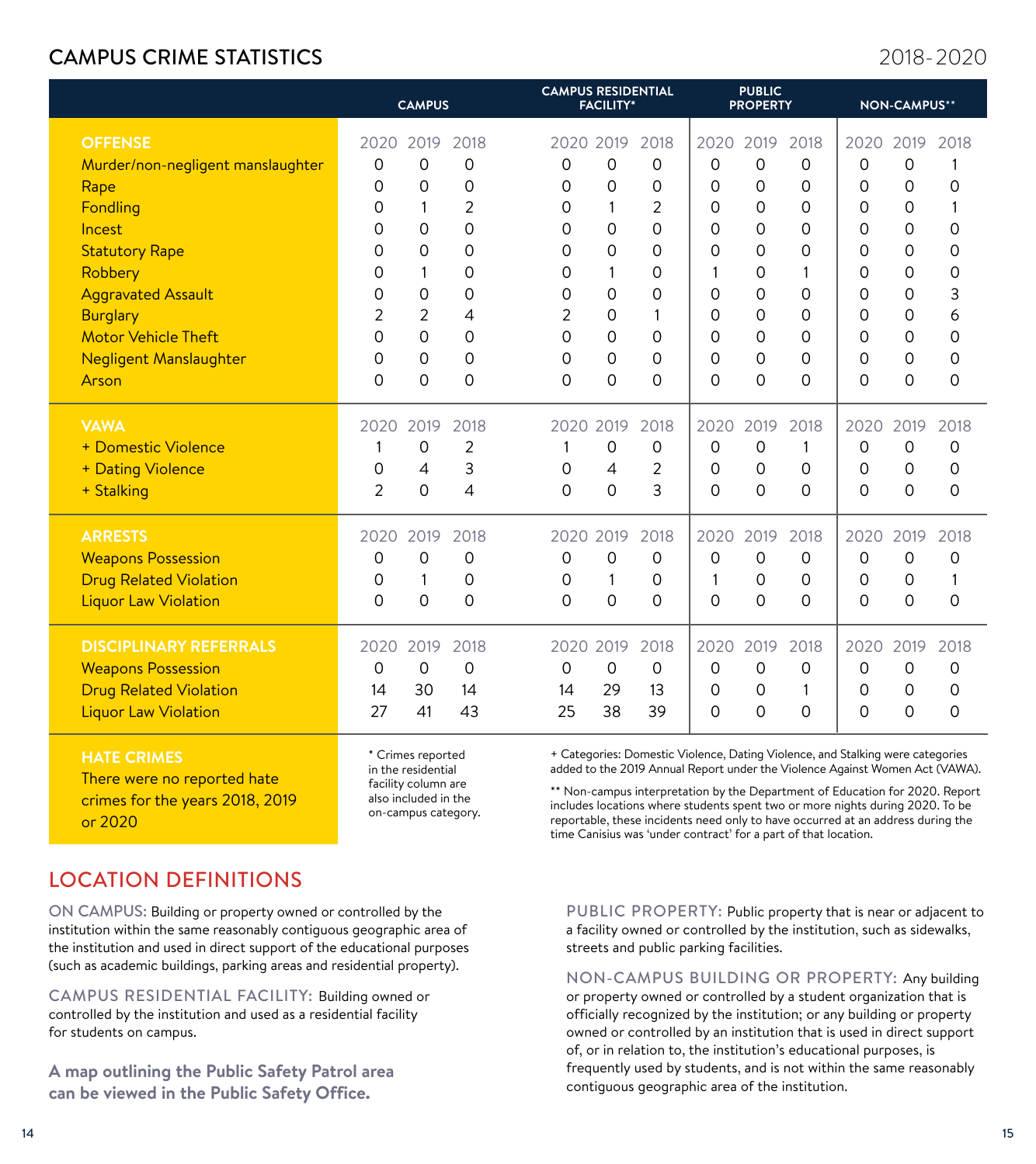## CAMPUS CRIME STATISTICS

2018-2020

| | CAMPUS | | | CAMPUS RESIDENTIAL FACILITY* | | | PUBLIC PROPERTY | | | NON-CAMPUS** | | |
|---|---|---|---|---|---|---|---|---|---|---|---|---|
| **OFFENSE** | 2020 | 2019 | 2018 | 2020 | 2019 | 2018 | 2020 | 2019 | 2018 | 2020 | 2019 | 2018 |
| Murder/non-negligent manslaughter | 0 | 0 | 0 | 0 | 0 | 0 | 0 | 0 | 0 | 0 | 0 | 1 |
| Rape | 0 | 0 | 0 | 0 | 0 | 0 | 0 | 0 | 0 | 0 | 0 | 0 |
| Fondling | 0 | 1 | 2 | 0 | 1 | 2 | 0 | 0 | 0 | 0 | 0 | 1 |
| Incest | 0 | 0 | 0 | 0 | 0 | 0 | 0 | 0 | 0 | 0 | 0 | 0 |
| Statutory Rape | 0 | 0 | 0 | 0 | 0 | 0 | 0 | 0 | 0 | 0 | 0 | 0 |
| Robbery | 0 | 1 | 0 | 0 | 1 | 0 | 1 | 0 | 1 | 0 | 0 | 0 |
| Aggravated Assault | 0 | 0 | 0 | 0 | 0 | 0 | 0 | 0 | 0 | 0 | 0 | 3 |
| Burglary | 2 | 2 | 4 | 2 | 0 | 1 | 0 | 0 | 0 | 0 | 0 | 6 |
| Motor Vehicle Theft | 0 | 0 | 0 | 0 | 0 | 0 | 0 | 0 | 0 | 0 | 0 | 0 |
| Negligent Manslaughter | 0 | 0 | 0 | 0 | 0 | 0 | 0 | 0 | 0 | 0 | 0 | 0 |
| Arson | 0 | 0 | 0 | 0 | 0 | 0 | 0 | 0 | 0 | 0 | 0 | 0 |
| **VAWA** | 2020 | 2019 | 2018 | 2020 | 2019 | 2018 | 2020 | 2019 | 2018 | 2020 | 2019 | 2018 |
| + Domestic Violence | 1 | 0 | 2 | 1 | 0 | 0 | 0 | 0 | 1 | 0 | 0 | 0 |
| + Dating Violence | 0 | 4 | 3 | 0 | 4 | 2 | 0 | 0 | 0 | 0 | 0 | 0 |
| + Stalking | 2 | 0 | 4 | 0 | 0 | 3 | 0 | 0 | 0 | 0 | 0 | 0 |
| **ARRESTS** | 2020 | 2019 | 2018 | 2020 | 2019 | 2018 | 2020 | 2019 | 2018 | 2020 | 2019 | 2018 |
| Weapons Possession | 0 | 0 | 0 | 0 | 0 | 0 | 0 | 0 | 0 | 0 | 0 | 0 |
| Drug Related Violation | 0 | 1 | 0 | 0 | 1 | 0 | 1 | 0 | 0 | 0 | 0 | 1 |
| Liquor Law Violation | 0 | 0 | 0 | 0 | 0 | 0 | 0 | 0 | 0 | 0 | 0 | 0 |
| **DISCIPLINARY REFERRALS** | 2020 | 2019 | 2018 | 2020 | 2019 | 2018 | 2020 | 2019 | 2018 | 2020 | 2019 | 2018 |
| Weapons Possession | 0 | 0 | 0 | 0 | 0 | 0 | 0 | 0 | 0 | 0 | 0 | 0 |
| Drug Related Violation | 14 | 30 | 14 | 14 | 29 | 13 | 0 | 0 | 1 | 0 | 0 | 0 |
| Liquor Law Violation | 27 | 41 | 43 | 25 | 38 | 39 | 0 | 0 | 0 | 0 | 0 | 0 |

**HATE CRIMES**

There were no reported hate crimes for the years 2018, 2019 or 2020

* Crimes reported in the residential facility column are also included in the on-campus category.

+ Categories: Domestic Violence, Dating Violence, and Stalking were categories added to the 2019 Annual Report under the Violence Against Women Act (VAWA).

** Non-campus interpretation by the Department of Education for 2020. Report includes locations where students spent two or more nights during 2020. To be reportable, these incidents need only to have occurred at an address during the time Canisius was 'under contract' for a part of that location.

## LOCATION DEFINITIONS

ON CAMPUS: Building or property owned or controlled by the institution within the same reasonably contiguous geographic area of the institution and used in direct support of the educational purposes (such as academic buildings, parking areas and residential property).

CAMPUS RESIDENTIAL FACILITY: Building owned or controlled by the institution and used as a residential facility for students on campus.

**A map outlining the Public Safety Patrol area can be viewed in the Public Safety Office.**

PUBLIC PROPERTY: Public property that is near or adjacent to a facility owned or controlled by the institution, such as sidewalks, streets and public parking facilities.

NON-CAMPUS BUILDING OR PROPERTY: Any building or property owned or controlled by a student organization that is officially recognized by the institution; or any building or property owned or controlled by an institution that is used in direct support of, or in relation to, the institution's educational purposes, is frequently used by students, and is not within the same reasonably contiguous geographic area of the institution.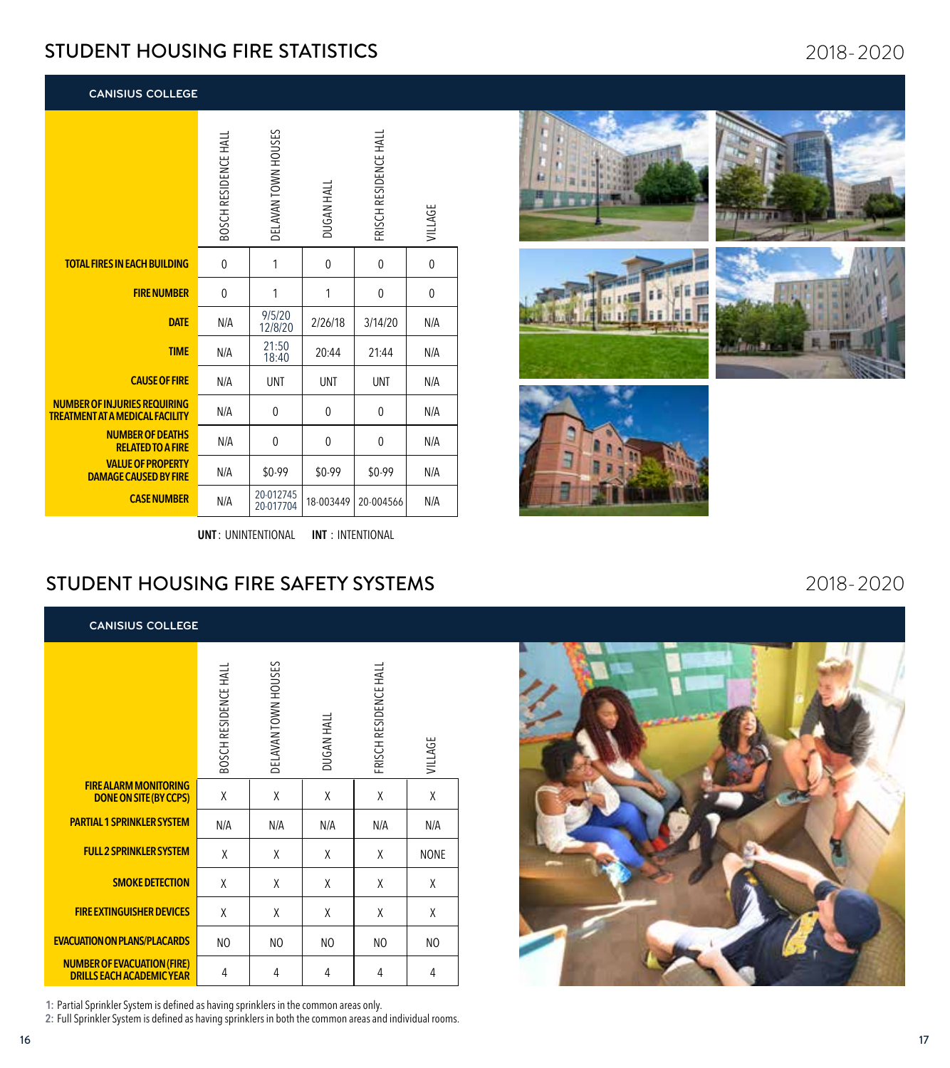## STUDENT HOUSING FIRE STATISTICS

2018-2020

### CANISIUS COLLEGE

| | BOSCH RESIDENCE HALL | DELAVAN TOWN HOUSES | DUGAN HALL | FRISCH RESIDENCE HALL | VILLAGE |
|---|---|---|---|---|---|
| **TOTAL FIRES IN EACH BUILDING** | 0 | 1 | 0 | 0 | 0 |
| **FIRE NUMBER** | 0 | 1 | 1 | 0 | 0 |
| **DATE** | N/A | 9/5/20 12/8/20 | 2/26/18 | 3/14/20 | N/A |
| **TIME** | N/A | 21:50 18:40 | 20:44 | 21:44 | N/A |
| **CAUSE OF FIRE** | N/A | UNT | UNT | UNT | N/A |
| **NUMBER OF INJURIES REQUIRING TREATMENT AT A MEDICAL FACILITY** | N/A | 0 | 0 | 0 | N/A |
| **NUMBER OF DEATHS RELATED TO A FIRE** | N/A | 0 | 0 | 0 | N/A |
| **VALUE OF PROPERTY DAMAGE CAUSED BY FIRE** | N/A | $0-99 | $0-99 | $0-99 | N/A |
| **CASE NUMBER** | N/A | 20-012745 20-017704 | 18-003449 | 20-004566 | N/A |

**UNT**: UNINTENTIONAL **INT**: INTENTIONAL

## STUDENT HOUSING FIRE SAFETY SYSTEMS

2018-2020

### CANISIUS COLLEGE

| | BOSCH RESIDENCE HALL | DELAVAN TOWN HOUSES | DUGAN HALL | FRISCH RESIDENCE HALL | VILLAGE |
|---|---|---|---|---|---|
| **FIRE ALARM MONITORING DONE ON SITE (BY CCPS)** | X | X | X | X | X |
| **PARTIAL 1 SPRINKLER SYSTEM** | N/A | N/A | N/A | N/A | N/A |
| **FULL 2 SPRINKLER SYSTEM** | X | X | X | X | NONE |
| **SMOKE DETECTION** | X | X | X | X | X |
| **FIRE EXTINGUISHER DEVICES** | X | X | X | X | X |
| **EVACUATION ON PLANS/PLACARDS** | NO | NO | NO | NO | NO |
| **NUMBER OF EVACUATION (FIRE) DRILLS EACH ACADEMIC YEAR** | 4 | 4 | 4 | 4 | 4 |

1: Partial Sprinkler System is defined as having sprinklers in the common areas only.
2: Full Sprinkler System is defined as having sprinklers in both the common areas and individual rooms.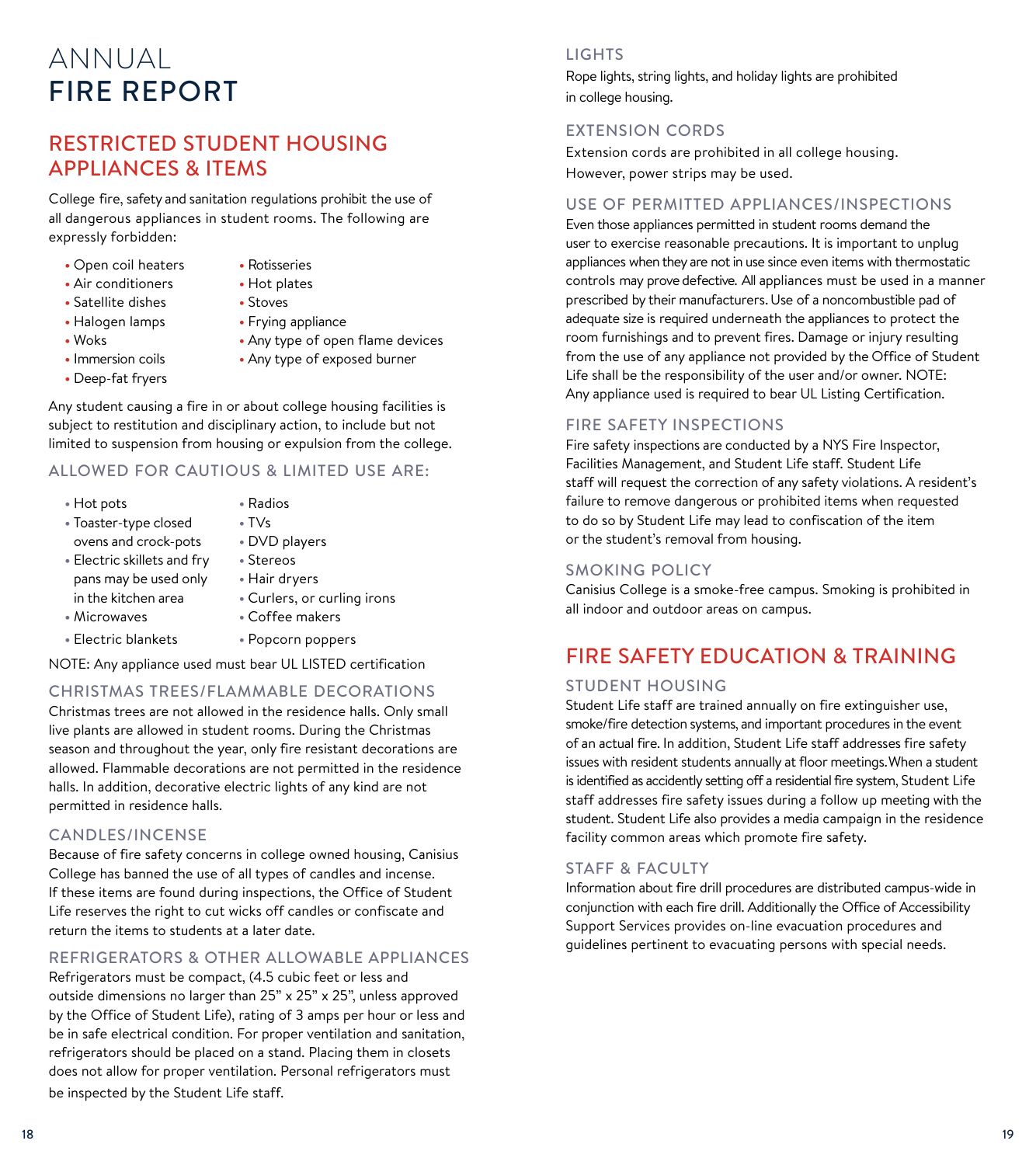# ANNUAL
# FIRE REPORT

## RESTRICTED STUDENT HOUSING APPLIANCES & ITEMS

College fire, safety and sanitation regulations prohibit the use of all dangerous appliances in student rooms. The following are expressly forbidden:

- Open coil heaters
- Air conditioners
- Satellite dishes
- Halogen lamps
- Woks
- Immersion coils
- Deep-fat fryers
- Rotisseries
- Hot plates
- Stoves
- Frying appliance
- Any type of open flame devices
- Any type of exposed burner

Any student causing a fire in or about college housing facilities is subject to restitution and disciplinary action, to include but not limited to suspension from housing or expulsion from the college.

### ALLOWED FOR CAUTIOUS & LIMITED USE ARE:

- Hot pots
- Toaster-type closed ovens and crock-pots
- Electric skillets and fry pans may be used only in the kitchen area
- Microwaves
- Electric blankets
- Radios
- TVs
- DVD players
- Stereos
- Hair dryers
- Curlers, or curling irons
- Coffee makers
- Popcorn poppers

NOTE: Any appliance used must bear UL LISTED certification

### CHRISTMAS TREES/FLAMMABLE DECORATIONS

Christmas trees are not allowed in the residence halls. Only small live plants are allowed in student rooms. During the Christmas season and throughout the year, only fire resistant decorations are allowed. Flammable decorations are not permitted in the residence halls. In addition, decorative electric lights of any kind are not permitted in residence halls.

### CANDLES/INCENSE

Because of fire safety concerns in college owned housing, Canisius College has banned the use of all types of candles and incense. If these items are found during inspections, the Office of Student Life reserves the right to cut wicks off candles or confiscate and return the items to students at a later date.

### REFRIGERATORS & OTHER ALLOWABLE APPLIANCES

Refrigerators must be compact, (4.5 cubic feet or less and outside dimensions no larger than 25" x 25" x 25", unless approved by the Office of Student Life), rating of 3 amps per hour or less and be in safe electrical condition. For proper ventilation and sanitation, refrigerators should be placed on a stand. Placing them in closets does not allow for proper ventilation. Personal refrigerators must be inspected by the Student Life staff.

### LIGHTS

Rope lights, string lights, and holiday lights are prohibited in college housing.

### EXTENSION CORDS

Extension cords are prohibited in all college housing. However, power strips may be used.

### USE OF PERMITTED APPLIANCES/INSPECTIONS

Even those appliances permitted in student rooms demand the user to exercise reasonable precautions. It is important to unplug appliances when they are not in use since even items with thermostatic controls may prove defective. All appliances must be used in a manner prescribed by their manufacturers. Use of a noncombustible pad of adequate size is required underneath the appliances to protect the room furnishings and to prevent fires. Damage or injury resulting from the use of any appliance not provided by the Office of Student Life shall be the responsibility of the user and/or owner. NOTE: Any appliance used is required to bear UL Listing Certification.

### FIRE SAFETY INSPECTIONS

Fire safety inspections are conducted by a NYS Fire Inspector, Facilities Management, and Student Life staff. Student Life staff will request the correction of any safety violations. A resident's failure to remove dangerous or prohibited items when requested to do so by Student Life may lead to confiscation of the item or the student's removal from housing.

### SMOKING POLICY

Canisius College is a smoke-free campus. Smoking is prohibited in all indoor and outdoor areas on campus.

## FIRE SAFETY EDUCATION & TRAINING

### STUDENT HOUSING

Student Life staff are trained annually on fire extinguisher use, smoke/fire detection systems, and important procedures in the event of an actual fire. In addition, Student Life staff addresses fire safety issues with resident students annually at floor meetings. When a student is identified as accidently setting off a residential fire system, Student Life staff addresses fire safety issues during a follow up meeting with the student. Student Life also provides a media campaign in the residence facility common areas which promote fire safety.

### STAFF & FACULTY

Information about fire drill procedures are distributed campus-wide in conjunction with each fire drill. Additionally the Office of Accessibility Support Services provides on-line evacuation procedures and guidelines pertinent to evacuating persons with special needs.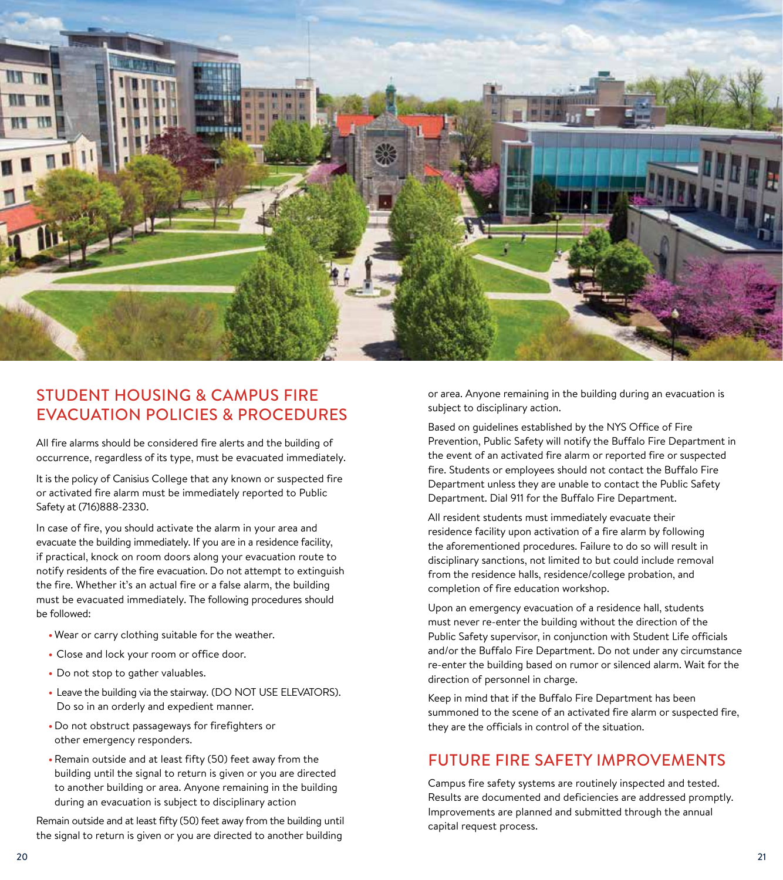## STUDENT HOUSING & CAMPUS FIRE EVACUATION POLICIES & PROCEDURES

All fire alarms should be considered fire alerts and the building of occurrence, regardless of its type, must be evacuated immediately.

It is the policy of Canisius College that any known or suspected fire or activated fire alarm must be immediately reported to Public Safety at (716)888-2330.

In case of fire, you should activate the alarm in your area and evacuate the building immediately. If you are in a residence facility, if practical, knock on room doors along your evacuation route to notify residents of the fire evacuation. Do not attempt to extinguish the fire. Whether it's an actual fire or a false alarm, the building must be evacuated immediately. The following procedures should be followed:

- Wear or carry clothing suitable for the weather.
- Close and lock your room or office door.
- Do not stop to gather valuables.
- Leave the building via the stairway. (DO NOT USE ELEVATORS). Do so in an orderly and expedient manner.
- Do not obstruct passageways for firefighters or other emergency responders.
- Remain outside and at least fifty (50) feet away from the building until the signal to return is given or you are directed to another building or area. Anyone remaining in the building during an evacuation is subject to disciplinary action

Remain outside and at least fifty (50) feet away from the building until the signal to return is given or you are directed to another building or area. Anyone remaining in the building during an evacuation is subject to disciplinary action.

Based on guidelines established by the NYS Office of Fire Prevention, Public Safety will notify the Buffalo Fire Department in the event of an activated fire alarm or reported fire or suspected fire. Students or employees should not contact the Buffalo Fire Department unless they are unable to contact the Public Safety Department. Dial 911 for the Buffalo Fire Department.

All resident students must immediately evacuate their residence facility upon activation of a fire alarm by following the aforementioned procedures. Failure to do so will result in disciplinary sanctions, not limited to but could include removal from the residence halls, residence/college probation, and completion of fire education workshop.

Upon an emergency evacuation of a residence hall, students must never re-enter the building without the direction of the Public Safety supervisor, in conjunction with Student Life officials and/or the Buffalo Fire Department. Do not under any circumstance re-enter the building based on rumor or silenced alarm. Wait for the direction of personnel in charge.

Keep in mind that if the Buffalo Fire Department has been summoned to the scene of an activated fire alarm or suspected fire, they are the officials in control of the situation.

## FUTURE FIRE SAFETY IMPROVEMENTS

Campus fire safety systems are routinely inspected and tested. Results are documented and deficiencies are addressed promptly. Improvements are planned and submitted through the annual capital request process.